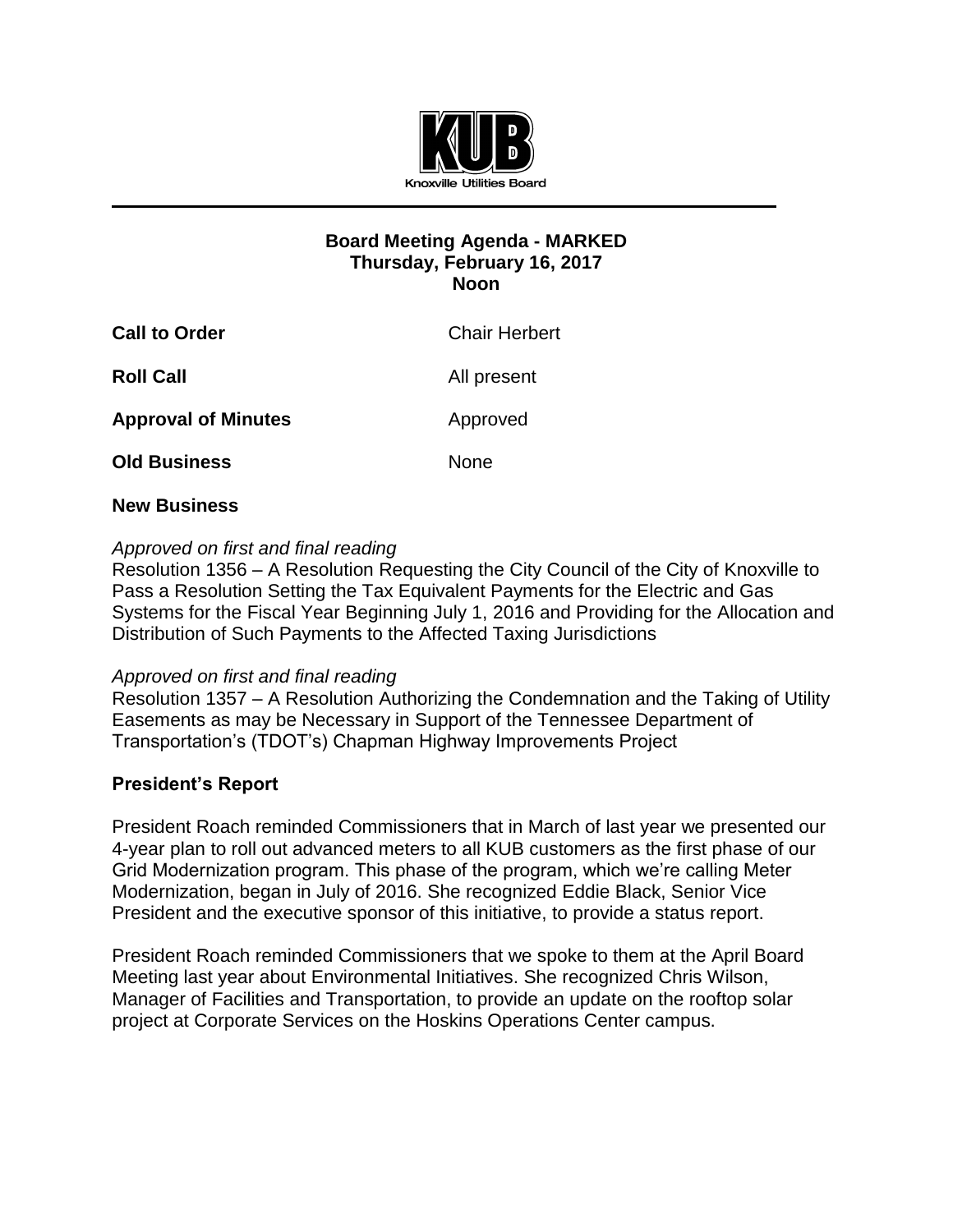Knoxville Utilities Board

# Board Meeting Agenda - MARKED
**Thursday, February 16, 2017**
**Noon**

| | |
|---|---|
| **Call to Order** | Chair Herbert |
| **Roll Call** | All present |
| **Approval of Minutes** | Approved |
| **Old Business** | None |

## New Business

*Approved on first and final reading*
Resolution 1356 – A Resolution Requesting the City Council of the City of Knoxville to Pass a Resolution Setting the Tax Equivalent Payments for the Electric and Gas Systems for the Fiscal Year Beginning July 1, 2016 and Providing for the Allocation and Distribution of Such Payments to the Affected Taxing Jurisdictions

*Approved on first and final reading*
Resolution 1357 – A Resolution Authorizing the Condemnation and the Taking of Utility Easements as may be Necessary in Support of the Tennessee Department of Transportation's (TDOT's) Chapman Highway Improvements Project

## President's Report

President Roach reminded Commissioners that in March of last year we presented our 4-year plan to roll out advanced meters to all KUB customers as the first phase of our Grid Modernization program. This phase of the program, which we're calling Meter Modernization, began in July of 2016. She recognized Eddie Black, Senior Vice President and the executive sponsor of this initiative, to provide a status report.

President Roach reminded Commissioners that we spoke to them at the April Board Meeting last year about Environmental Initiatives. She recognized Chris Wilson, Manager of Facilities and Transportation, to provide an update on the rooftop solar project at Corporate Services on the Hoskins Operations Center campus.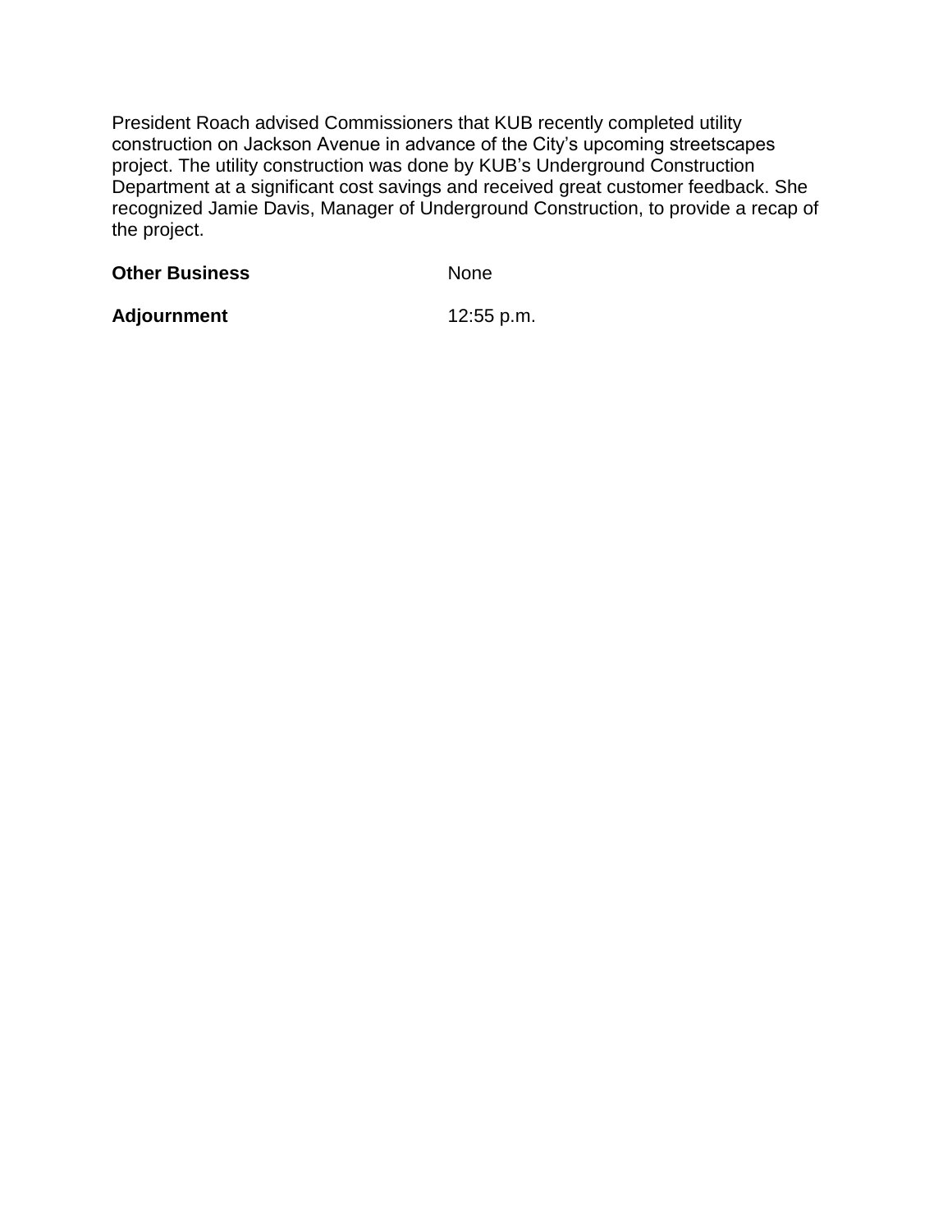President Roach advised Commissioners that KUB recently completed utility construction on Jackson Avenue in advance of the City's upcoming streetscapes project. The utility construction was done by KUB's Underground Construction Department at a significant cost savings and received great customer feedback. She recognized Jamie Davis, Manager of Underground Construction, to provide a recap of the project.

**Other Business** None

**Adjournment** 12:55 p.m.